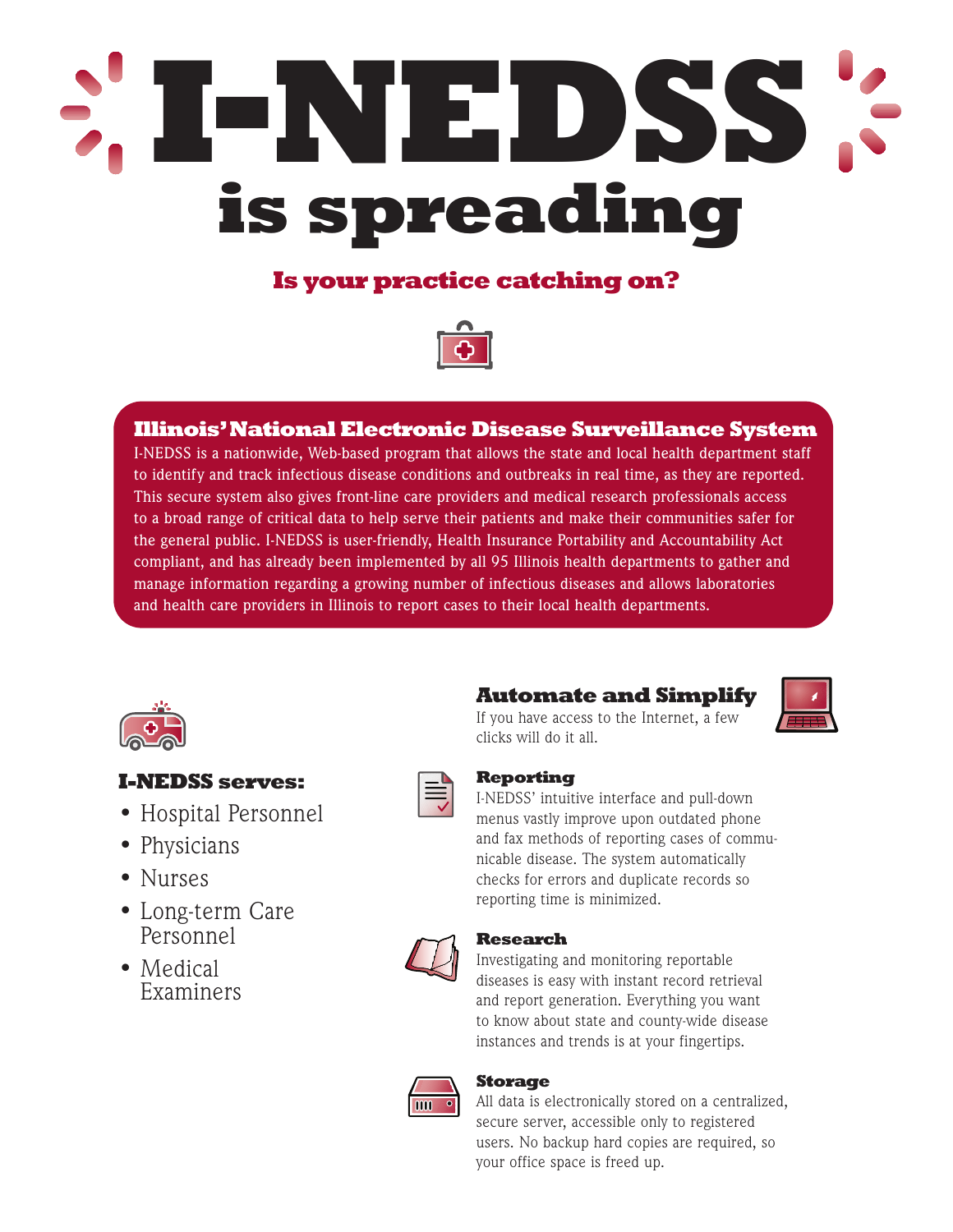# I-NEDSS is spreading

## Is your practice catching on?

### Illinois' National Electronic Disease Surveillance System

I-NEDSS is a nationwide, Web-based program that allows the state and local health department staff to identify and track infectious disease conditions and outbreaks in real time, as they are reported. This secure system also gives front-line care providers and medical research professionals access to a broad range of critical data to help serve their patients and make their communities safer for the general public. I-NEDSS is user-friendly, Health Insurance Portability and Accountability Act compliant, and has already been implemented by all 95 Illinois health departments to gather and manage information regarding a growing number of infectious diseases and allows laboratories and health care providers in Illinois to report cases to their local health departments.

### I-NEDSS serves:

- Hospital Personnel
- Physicians
- Nurses
- Long-term Care Personnel
- Medical Examiners

### Automate and Simplify

If you have access to the Internet, a few clicks will do it all.

#### Reporting

I-NEDSS' intuitive interface and pull-down menus vastly improve upon outdated phone and fax methods of reporting cases of communicable disease. The system automatically checks for errors and duplicate records so reporting time is minimized.

#### Research

Investigating and monitoring reportable diseases is easy with instant record retrieval and report generation. Everything you want to know about state and county-wide disease instances and trends is at your fingertips.

#### Storage

All data is electronically stored on a centralized, secure server, accessible only to registered users. No backup hard copies are required, so your office space is freed up.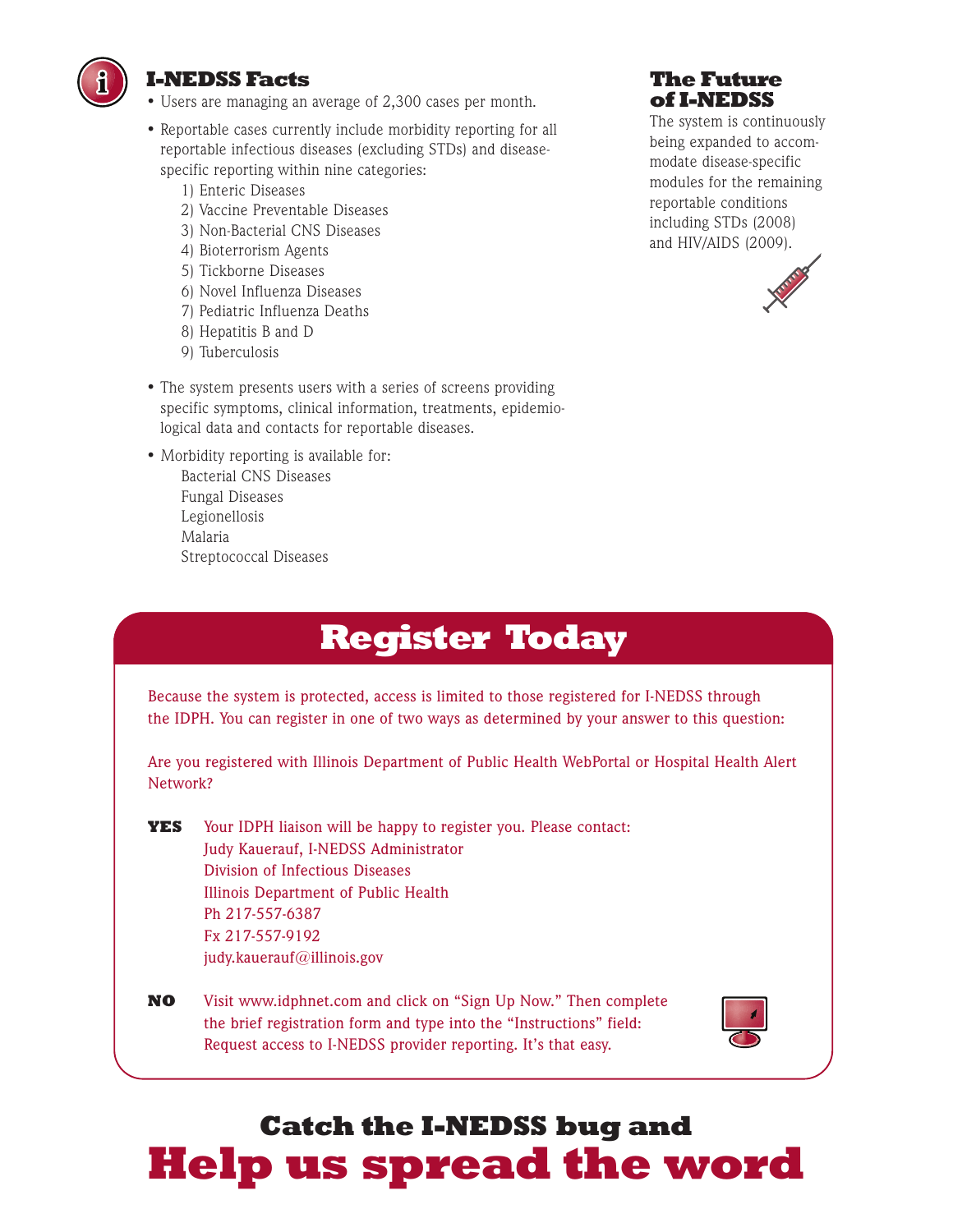## I-NEDSS Facts

- Users are managing an average of 2,300 cases per month.
- Reportable cases currently include morbidity reporting for all reportable infectious diseases (excluding STDs) and disease-specific reporting within nine categories:
  1) Enteric Diseases
  2) Vaccine Preventable Diseases
  3) Non-Bacterial CNS Diseases
  4) Bioterrorism Agents
  5) Tickborne Diseases
  6) Novel Influenza Diseases
  7) Pediatric Influenza Deaths
  8) Hepatitis B and D
  9) Tuberculosis
- The system presents users with a series of screens providing specific symptoms, clinical information, treatments, epidemiological data and contacts for reportable diseases.
- Morbidity reporting is available for:
  - Bacterial CNS Diseases
  - Fungal Diseases
  - Legionellosis
  - Malaria
  - Streptococcal Diseases

## The Future of I-NEDSS

The system is continuously being expanded to accommodate disease-specific modules for the remaining reportable conditions including STDs (2008) and HIV/AIDS (2009).

# Register Today

Because the system is protected, access is limited to those registered for I-NEDSS through the IDPH. You can register in one of two ways as determined by your answer to this question:

Are you registered with Illinois Department of Public Health WebPortal or Hospital Health Alert Network?

**YES** Your IDPH liaison will be happy to register you. Please contact:
Judy Kauerauf, I-NEDSS Administrator
Division of Infectious Diseases
Illinois Department of Public Health
Ph 217-557-6387
Fx 217-557-9192
judy.kauerauf@illinois.gov

**NO** Visit www.idphnet.com and click on "Sign Up Now." Then complete the brief registration form and type into the "Instructions" field: Request access to I-NEDSS provider reporting. It's that easy.

## Catch the I-NEDSS bug and

# Help us spread the word